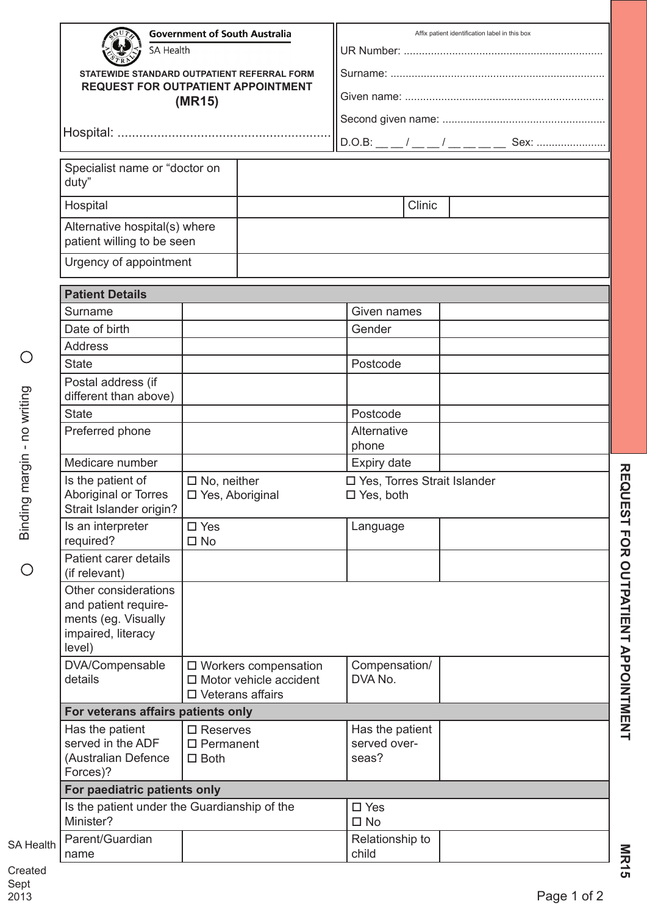Government of South Australia
SA Health

**STATEWIDE STANDARD OUTPATIENT REFERRAL FORM**
**REQUEST FOR OUTPATIENT APPOINTMENT**
**(MR15)**

Hospital: ...........................................................

Affix patient identification label in this box

UR Number: .................................................................
Surname: ......................................................................
Given name: .................................................................
Second given name: .....................................................
D.O.B: __ __ / __ __ / __ __ __ __ Sex: .......................

| | | | |
|---|---|---|---|
| Specialist name or "doctor on duty" | | | |
| Hospital | | Clinic | |
| Alternative hospital(s) where patient willing to be seen | | | |
| Urgency of appointment | | | |

| **Patient Details** | | | |
|---|---|---|---|
| Surname | | Given names | |
| Date of birth | | Gender | |
| Address | | | |
| State | | Postcode | |
| Postal address (if different than above) | | | |
| State | | Postcode | |
| Preferred phone | | Alternative phone | |
| Medicare number | | Expiry date | |
| Is the patient of Aboriginal or Torres Strait Islander origin? | ☐ No, neither<br>☐ Yes, Aboriginal | ☐ Yes, Torres Strait Islander<br>☐ Yes, both | |
| Is an interpreter required? | ☐ Yes<br>☐ No | Language | |
| Patient carer details (if relevant) | | | |
| Other considerations and patient requirements (eg. Visually impaired, literacy level) | | | |
| DVA/Compensable details | ☐ Workers compensation<br>☐ Motor vehicle accident<br>☐ Veterans affairs | Compensation/ DVA No. | |
| **For veterans affairs patients only** | | | |
| Has the patient served in the ADF (Australian Defence Forces)? | ☐ Reserves<br>☐ Permanent<br>☐ Both | Has the patient served overseas? | |
| **For paediatric patients only** | | | |
| Is the patient under the Guardianship of the Minister? | | ☐ Yes<br>☐ No | |
| Parent/Guardian name | | Relationship to child | |

Binding margin - no writing

SA Health

Created Sept 2013

REQUEST FOR OUTPATIENT APPOINTMENT

MR15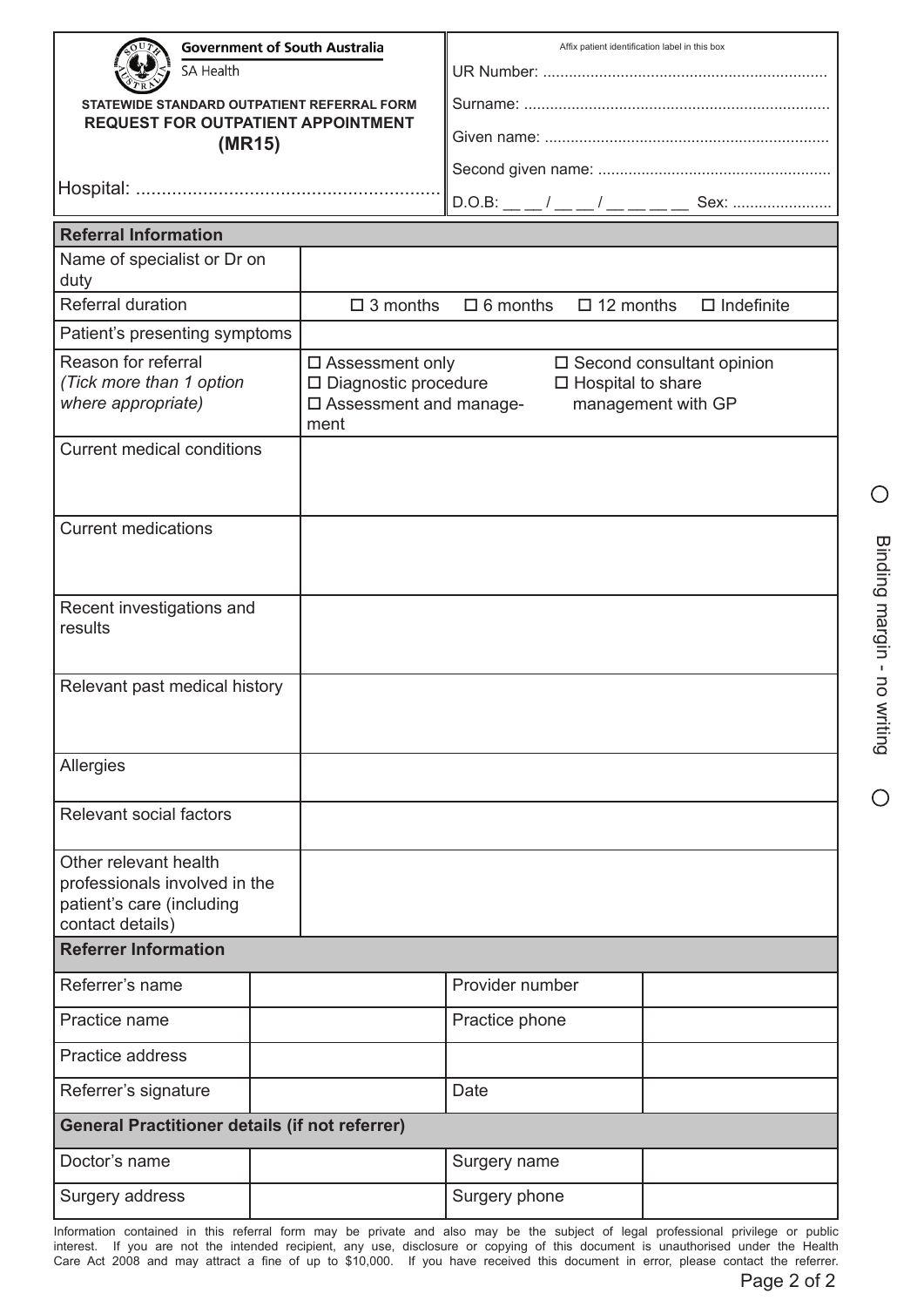**Government of South Australia**
SA Health

**STATEWIDE STANDARD OUTPATIENT REFERRAL FORM**
**REQUEST FOR OUTPATIENT APPOINTMENT**
**(MR15)**

Hospital: ............................................................

Affix patient identification label in this box

UR Number: ..................................................................

Surname: ......................................................................

Given name: .................................................................

Second given name: .....................................................

D.O.B: __ __ / __ __ / __ __ __ __ Sex: .......................

| **Referral Information** | |
|---|---|
| Name of specialist or Dr on duty | |
| Referral duration | ☐ 3 months ☐ 6 months ☐ 12 months ☐ Indefinite |
| Patient's presenting symptoms | |
| Reason for referral *(Tick more than 1 option where appropriate)* | ☐ Assessment only ☐ Diagnostic procedure ☐ Assessment and management ☐ Second consultant opinion ☐ Hospital to share management with GP |
| Current medical conditions | |
| Current medications | |
| Recent investigations and results | |
| Relevant past medical history | |
| Allergies | |
| Relevant social factors | |
| Other relevant health professionals involved in the patient's care (including contact details) | |

| **Referrer Information** | | | |
|---|---|---|---|
| Referrer's name | | Provider number | |
| Practice name | | Practice phone | |
| Practice address | | | |
| Referrer's signature | | Date | |

| **General Practitioner details (if not referrer)** | | | |
|---|---|---|---|
| Doctor's name | | Surgery name | |
| Surgery address | | Surgery phone | |

Information contained in this referral form may be private and also may be the subject of legal professional privilege or public interest. If you are not the intended recipient, any use, disclosure or copying of this document is unauthorised under the Health Care Act 2008 and may attract a fine of up to $10,000. If you have received this document in error, please contact the referrer.

Binding margin - no writing